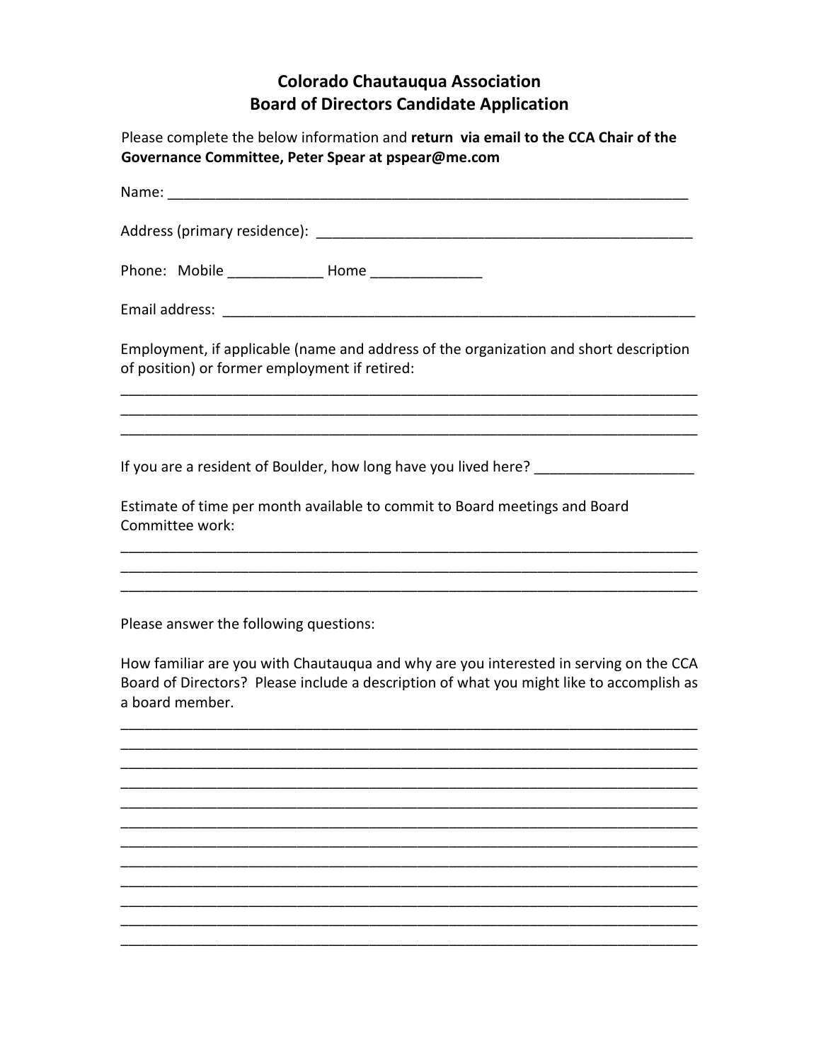# Colorado Chautauqua Association
## Board of Directors Candidate Application

Please complete the below information and **return via email to the CCA Chair of the Governance Committee, Peter Spear at pspear@me.com**

Name: ___________________________________________________________________

Address (primary residence): ________________________________________________

Phone: Mobile ____________ Home ______________

Email address: ____________________________________________________________

Employment, if applicable (name and address of the organization and short description of position) or former employment if retired:

___________________________________________________________________________

___________________________________________________________________________

___________________________________________________________________________

If you are a resident of Boulder, how long have you lived here? ____________________

Estimate of time per month available to commit to Board meetings and Board Committee work:

___________________________________________________________________________

___________________________________________________________________________

___________________________________________________________________________

Please answer the following questions:

How familiar are you with Chautauqua and why are you interested in serving on the CCA Board of Directors? Please include a description of what you might like to accomplish as a board member.

___________________________________________________________________________

___________________________________________________________________________

___________________________________________________________________________

___________________________________________________________________________

___________________________________________________________________________

___________________________________________________________________________

___________________________________________________________________________

___________________________________________________________________________

___________________________________________________________________________

___________________________________________________________________________

___________________________________________________________________________

___________________________________________________________________________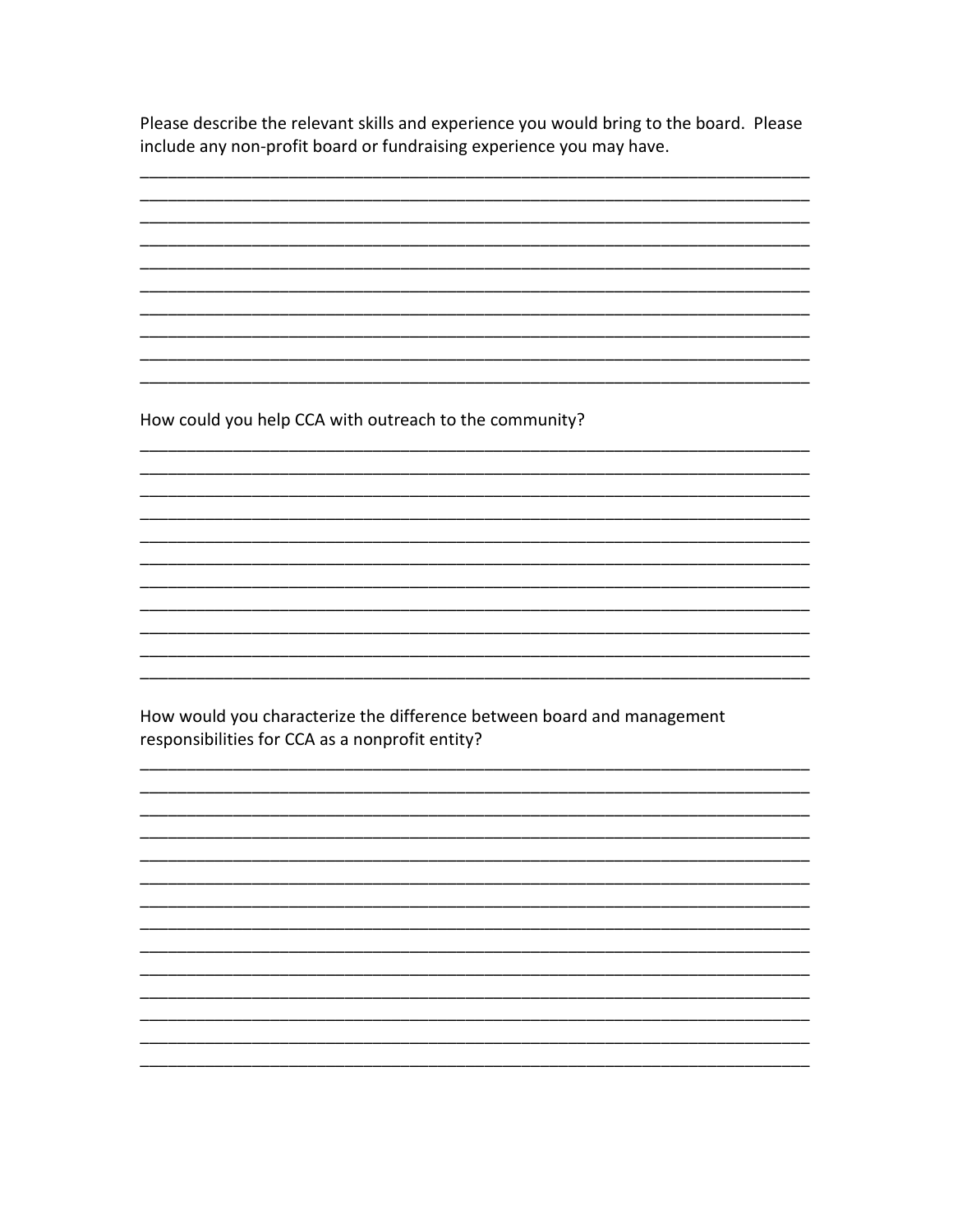Please describe the relevant skills and experience you would bring to the board. Please include any non-profit board or fundraising experience you may have.

________________________________________________________________________
________________________________________________________________________
________________________________________________________________________
________________________________________________________________________
________________________________________________________________________
________________________________________________________________________
________________________________________________________________________
________________________________________________________________________
________________________________________________________________________
________________________________________________________________________

How could you help CCA with outreach to the community?

________________________________________________________________________
________________________________________________________________________
________________________________________________________________________
________________________________________________________________________
________________________________________________________________________
________________________________________________________________________
________________________________________________________________________
________________________________________________________________________
________________________________________________________________________
________________________________________________________________________
________________________________________________________________________

How would you characterize the difference between board and management responsibilities for CCA as a nonprofit entity?

________________________________________________________________________
________________________________________________________________________
________________________________________________________________________
________________________________________________________________________
________________________________________________________________________
________________________________________________________________________
________________________________________________________________________
________________________________________________________________________
________________________________________________________________________
________________________________________________________________________
________________________________________________________________________
________________________________________________________________________
________________________________________________________________________
________________________________________________________________________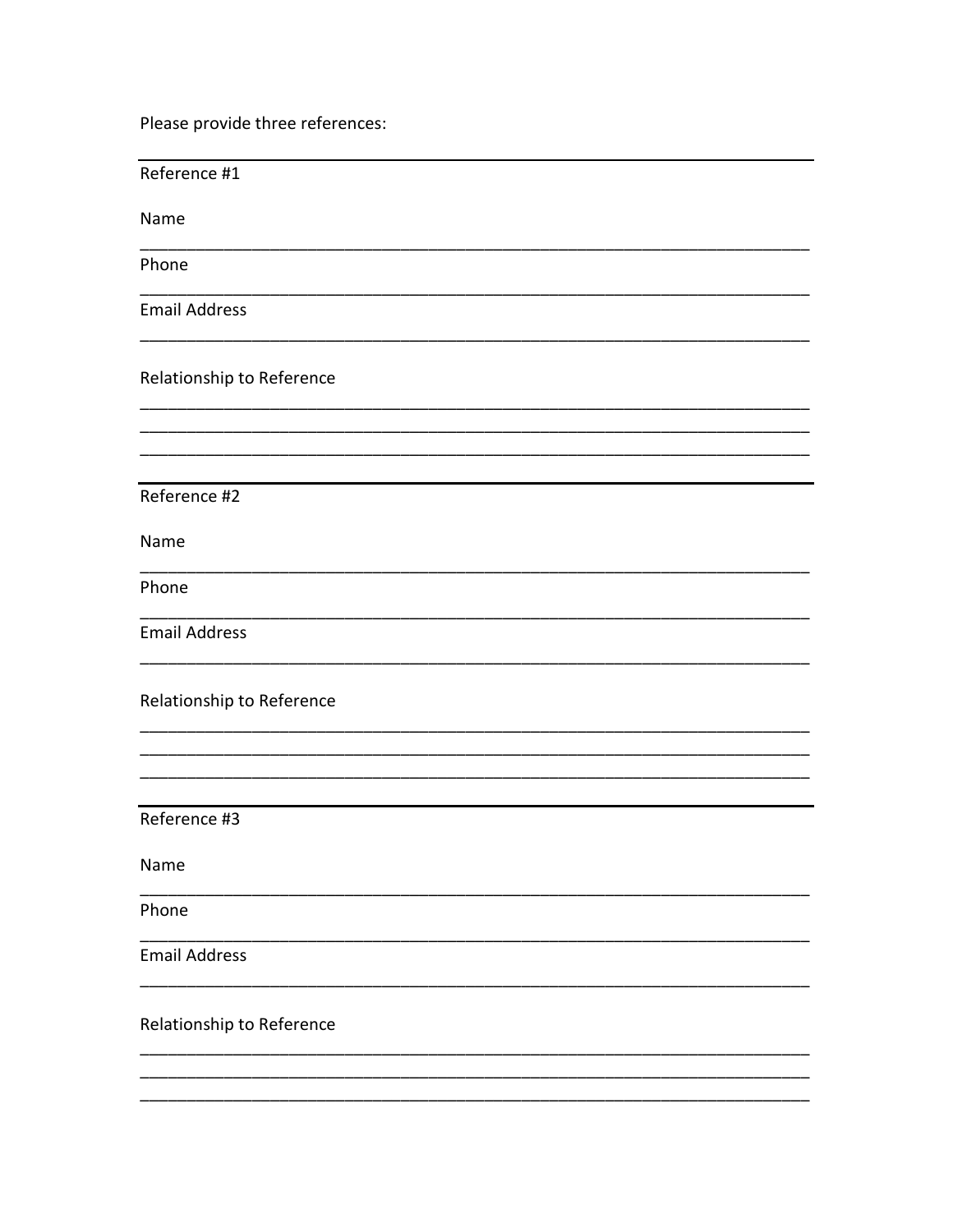Please provide three references:

---

Reference #1

Name

_______________________________________________________________________

Phone

_______________________________________________________________________

Email Address

_______________________________________________________________________

Relationship to Reference

_______________________________________________________________________
_______________________________________________________________________
_______________________________________________________________________

---

Reference #2

Name

_______________________________________________________________________

Phone

_______________________________________________________________________

Email Address

_______________________________________________________________________

Relationship to Reference

_______________________________________________________________________
_______________________________________________________________________
_______________________________________________________________________

---

Reference #3

Name

_______________________________________________________________________

Phone

_______________________________________________________________________

Email Address

_______________________________________________________________________

Relationship to Reference

_______________________________________________________________________
_______________________________________________________________________
_______________________________________________________________________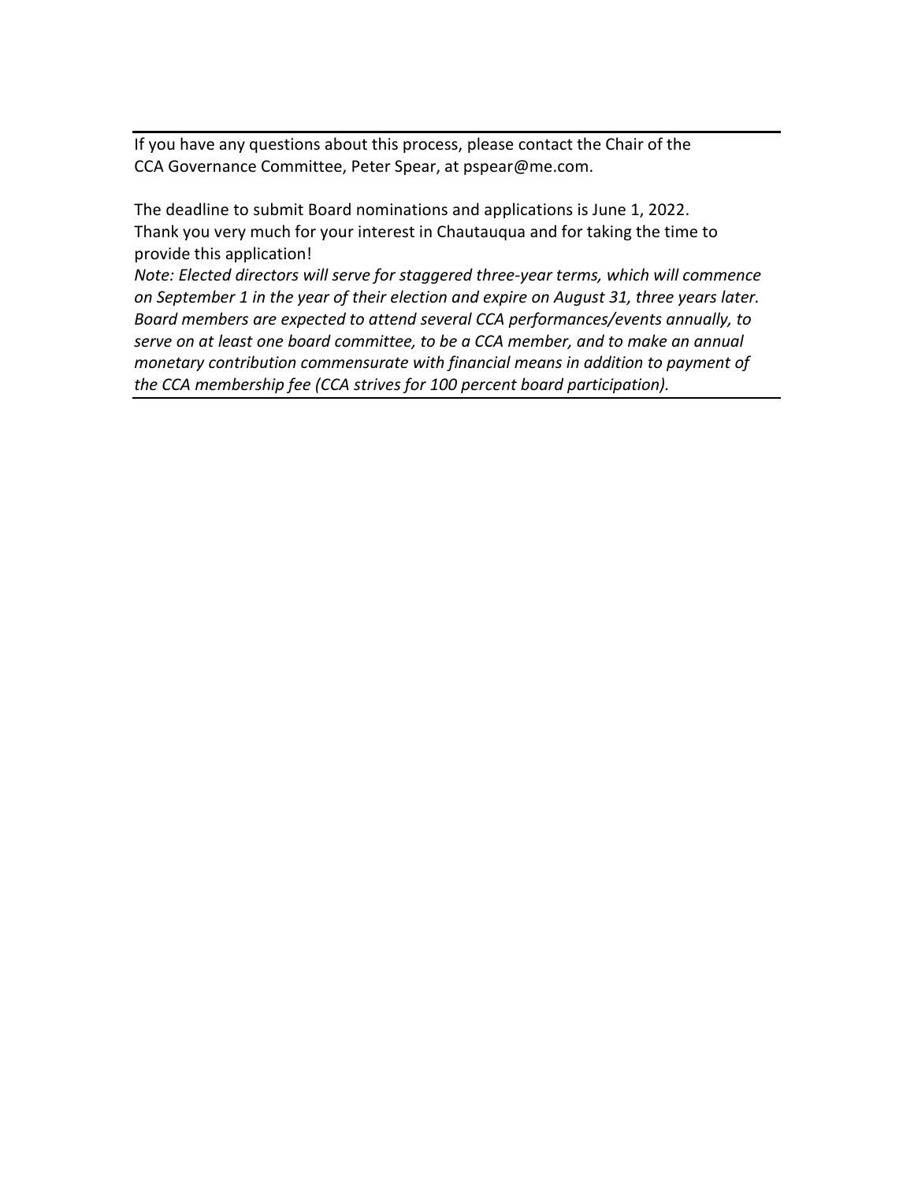If you have any questions about this process, please contact the Chair of the CCA Governance Committee, Peter Spear, at pspear@me.com.

The deadline to submit Board nominations and applications is June 1, 2022. Thank you very much for your interest in Chautauqua and for taking the time to provide this application!

*Note: Elected directors will serve for staggered three-year terms, which will commence on September 1 in the year of their election and expire on August 31, three years later. Board members are expected to attend several CCA performances/events annually, to serve on at least one board committee, to be a CCA member, and to make an annual monetary contribution commensurate with financial means in addition to payment of the CCA membership fee (CCA strives for 100 percent board participation).*